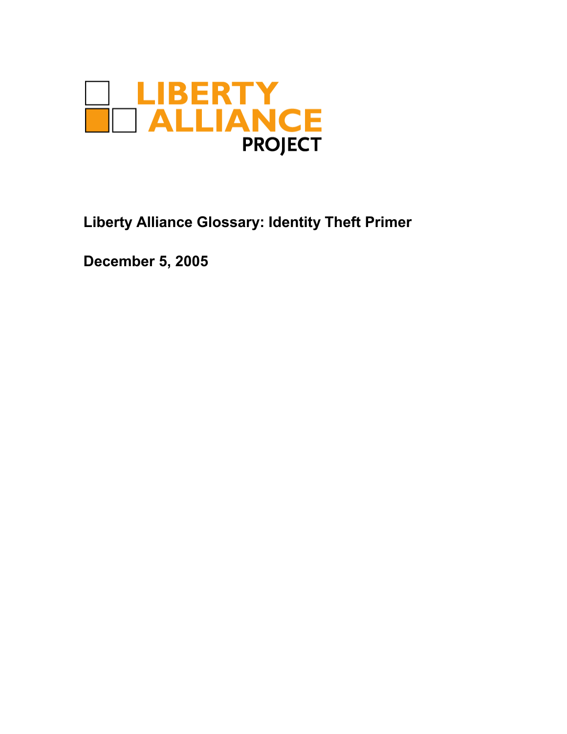LIBERTY ALLIANCE PROJECT

# Liberty Alliance Glossary: Identity Theft Primer

**December 5, 2005**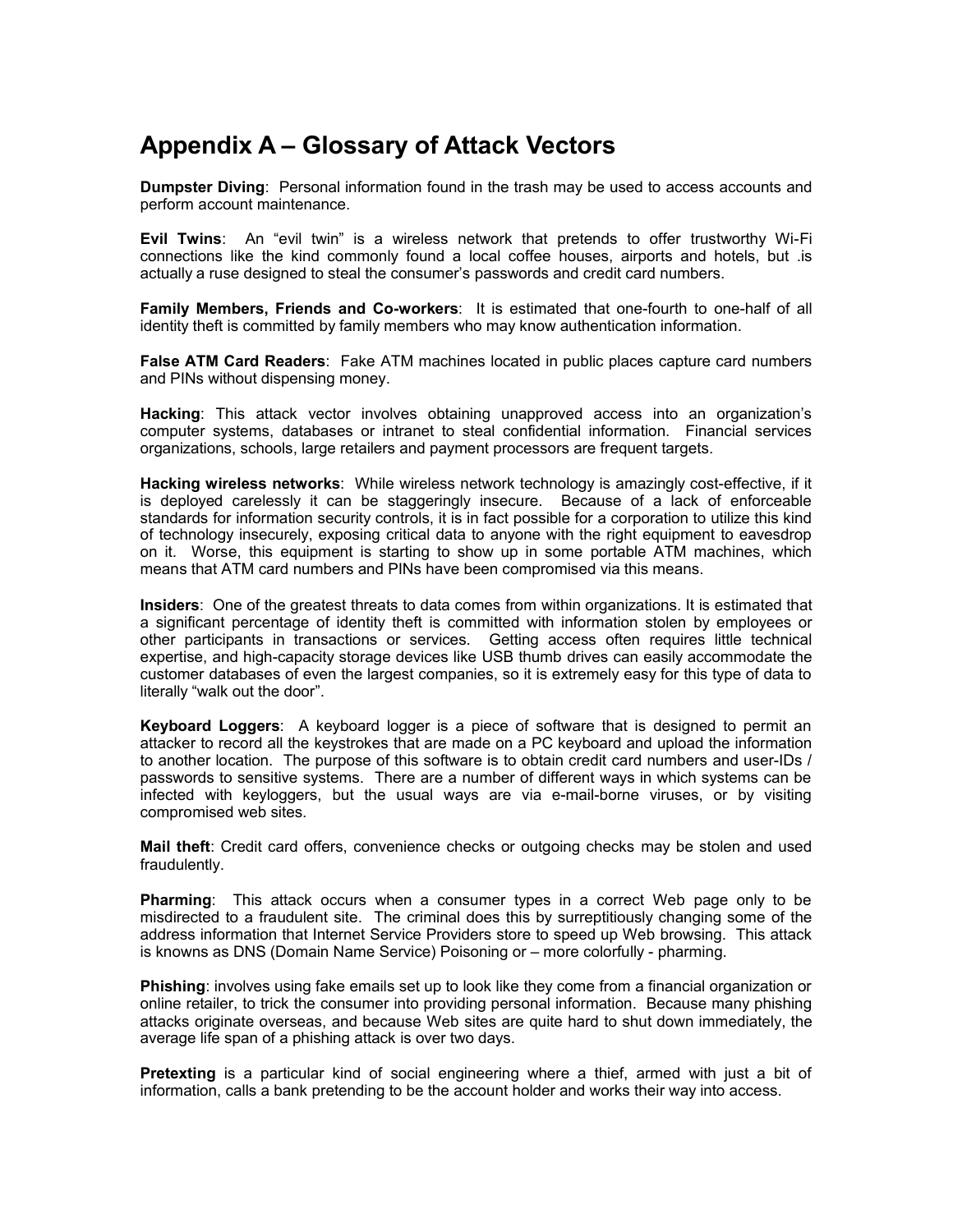# Appendix A – Glossary of Attack Vectors

**Dumpster Diving**: Personal information found in the trash may be used to access accounts and perform account maintenance.

**Evil Twins**: An "evil twin" is a wireless network that pretends to offer trustworthy Wi-Fi connections like the kind commonly found a local coffee houses, airports and hotels, but .is actually a ruse designed to steal the consumer's passwords and credit card numbers.

**Family Members, Friends and Co-workers**: It is estimated that one-fourth to one-half of all identity theft is committed by family members who may know authentication information.

**False ATM Card Readers**: Fake ATM machines located in public places capture card numbers and PINs without dispensing money.

**Hacking**: This attack vector involves obtaining unapproved access into an organization's computer systems, databases or intranet to steal confidential information. Financial services organizations, schools, large retailers and payment processors are frequent targets.

**Hacking wireless networks**: While wireless network technology is amazingly cost-effective, if it is deployed carelessly it can be staggeringly insecure. Because of a lack of enforceable standards for information security controls, it is in fact possible for a corporation to utilize this kind of technology insecurely, exposing critical data to anyone with the right equipment to eavesdrop on it. Worse, this equipment is starting to show up in some portable ATM machines, which means that ATM card numbers and PINs have been compromised via this means.

**Insiders**: One of the greatest threats to data comes from within organizations. It is estimated that a significant percentage of identity theft is committed with information stolen by employees or other participants in transactions or services. Getting access often requires little technical expertise, and high-capacity storage devices like USB thumb drives can easily accommodate the customer databases of even the largest companies, so it is extremely easy for this type of data to literally "walk out the door".

**Keyboard Loggers**: A keyboard logger is a piece of software that is designed to permit an attacker to record all the keystrokes that are made on a PC keyboard and upload the information to another location. The purpose of this software is to obtain credit card numbers and user-IDs / passwords to sensitive systems. There are a number of different ways in which systems can be infected with keyloggers, but the usual ways are via e-mail-borne viruses, or by visiting compromised web sites.

**Mail theft**: Credit card offers, convenience checks or outgoing checks may be stolen and used fraudulently.

**Pharming**: This attack occurs when a consumer types in a correct Web page only to be misdirected to a fraudulent site. The criminal does this by surreptitiously changing some of the address information that Internet Service Providers store to speed up Web browsing. This attack is knowns as DNS (Domain Name Service) Poisoning or – more colorfully - pharming.

**Phishing**: involves using fake emails set up to look like they come from a financial organization or online retailer, to trick the consumer into providing personal information. Because many phishing attacks originate overseas, and because Web sites are quite hard to shut down immediately, the average life span of a phishing attack is over two days.

**Pretexting** is a particular kind of social engineering where a thief, armed with just a bit of information, calls a bank pretending to be the account holder and works their way into access.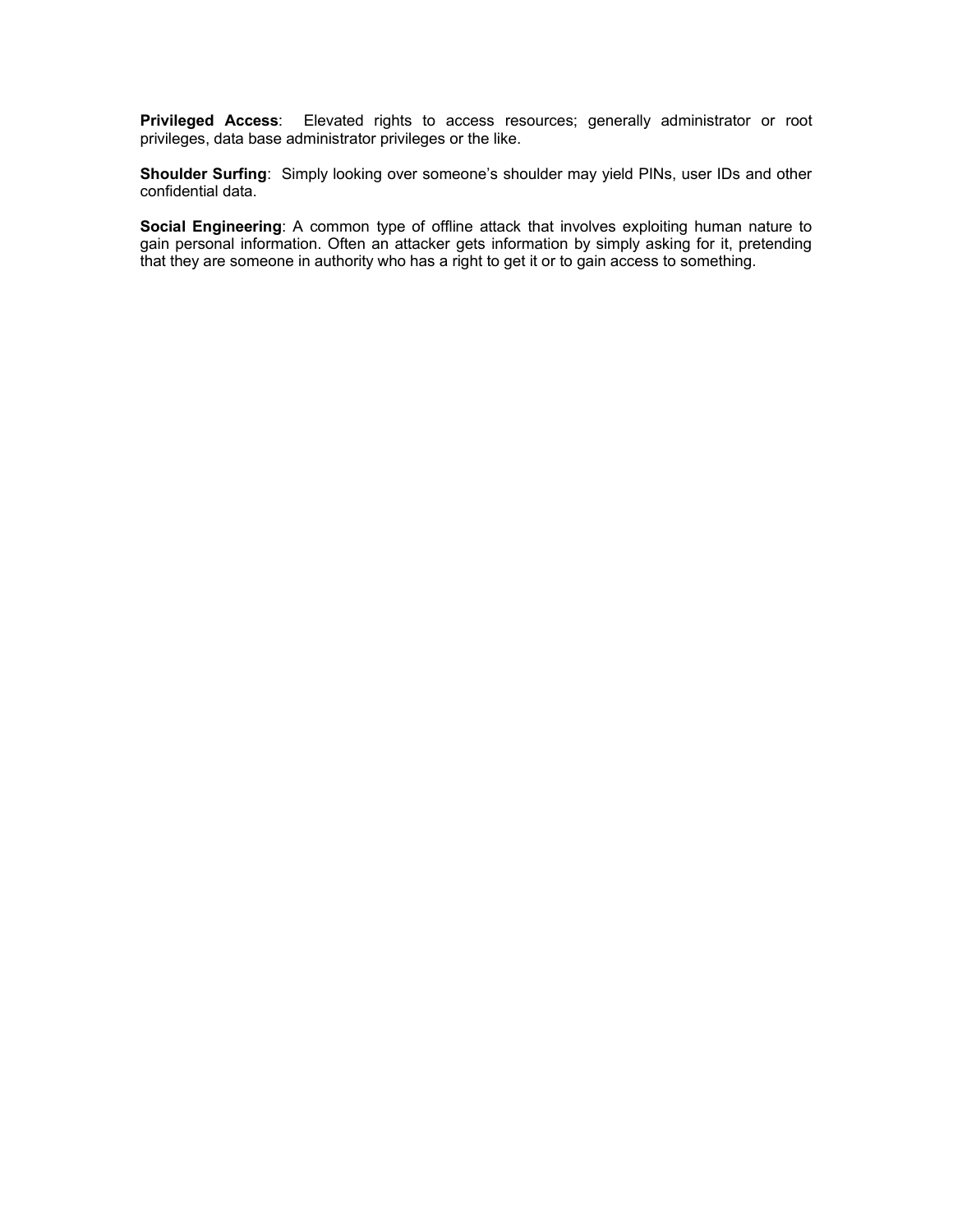**Privileged Access**: Elevated rights to access resources; generally administrator or root privileges, data base administrator privileges or the like.

**Shoulder Surfing**: Simply looking over someone's shoulder may yield PINs, user IDs and other confidential data.

**Social Engineering**: A common type of offline attack that involves exploiting human nature to gain personal information. Often an attacker gets information by simply asking for it, pretending that they are someone in authority who has a right to get it or to gain access to something.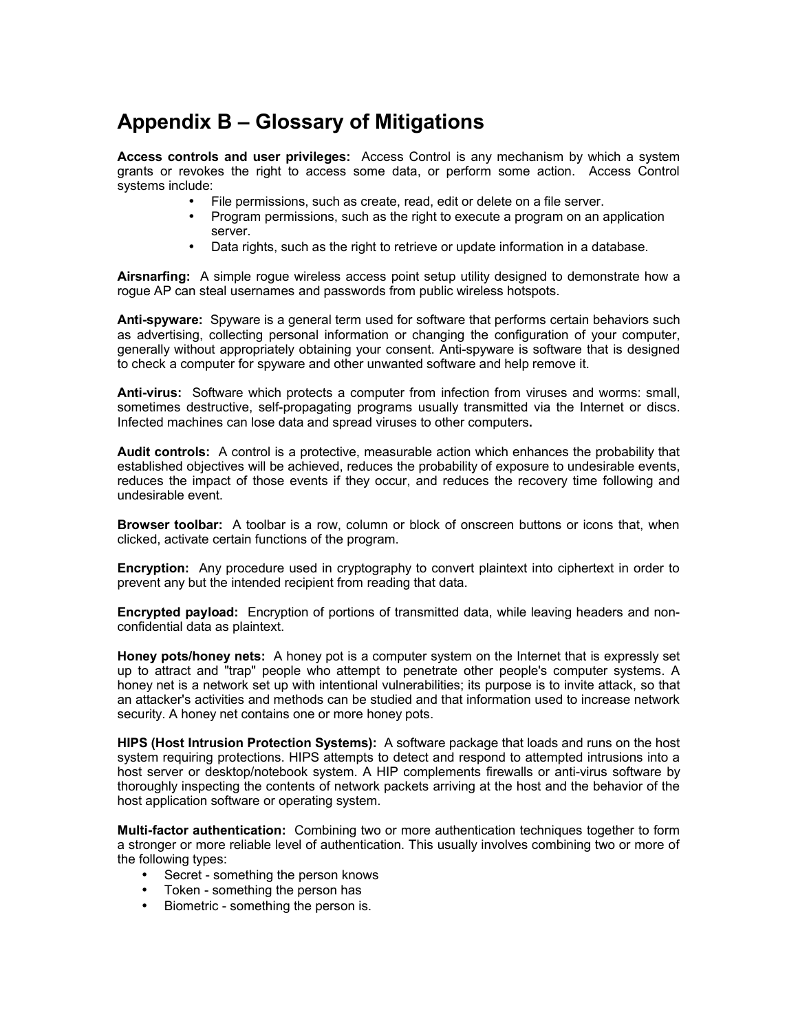# Appendix B – Glossary of Mitigations

**Access controls and user privileges:** Access Control is any mechanism by which a system grants or revokes the right to access some data, or perform some action. Access Control systems include:

- File permissions, such as create, read, edit or delete on a file server.
- Program permissions, such as the right to execute a program on an application server.
- Data rights, such as the right to retrieve or update information in a database.

**Airsnarfing:** A simple rogue wireless access point setup utility designed to demonstrate how a rogue AP can steal usernames and passwords from public wireless hotspots.

**Anti-spyware:** Spyware is a general term used for software that performs certain behaviors such as advertising, collecting personal information or changing the configuration of your computer, generally without appropriately obtaining your consent. Anti-spyware is software that is designed to check a computer for spyware and other unwanted software and help remove it.

**Anti-virus:** Software which protects a computer from infection from viruses and worms: small, sometimes destructive, self-propagating programs usually transmitted via the Internet or discs. Infected machines can lose data and spread viruses to other computers**.**

**Audit controls:** A control is a protective, measurable action which enhances the probability that established objectives will be achieved, reduces the probability of exposure to undesirable events, reduces the impact of those events if they occur, and reduces the recovery time following and undesirable event.

**Browser toolbar:** A toolbar is a row, column or block of onscreen buttons or icons that, when clicked, activate certain functions of the program.

**Encryption:** Any procedure used in cryptography to convert plaintext into ciphertext in order to prevent any but the intended recipient from reading that data.

**Encrypted payload:** Encryption of portions of transmitted data, while leaving headers and non-confidential data as plaintext.

**Honey pots/honey nets:** A honey pot is a computer system on the Internet that is expressly set up to attract and "trap" people who attempt to penetrate other people's computer systems. A honey net is a network set up with intentional vulnerabilities; its purpose is to invite attack, so that an attacker's activities and methods can be studied and that information used to increase network security. A honey net contains one or more honey pots.

**HIPS (Host Intrusion Protection Systems):** A software package that loads and runs on the host system requiring protections. HIPS attempts to detect and respond to attempted intrusions into a host server or desktop/notebook system. A HIP complements firewalls or anti-virus software by thoroughly inspecting the contents of network packets arriving at the host and the behavior of the host application software or operating system.

**Multi-factor authentication:** Combining two or more authentication techniques together to form a stronger or more reliable level of authentication. This usually involves combining two or more of the following types:

- Secret - something the person knows
- Token - something the person has
- Biometric - something the person is.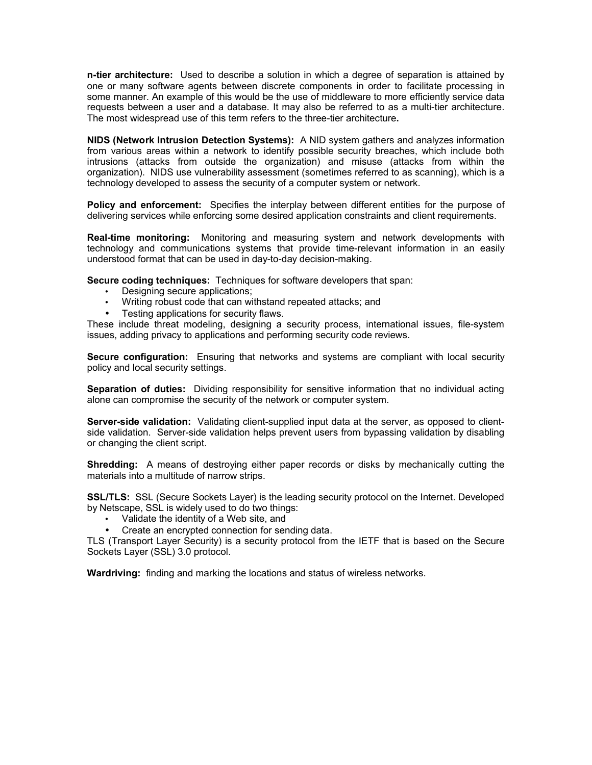**n-tier architecture:** Used to describe a solution in which a degree of separation is attained by one or many software agents between discrete components in order to facilitate processing in some manner. An example of this would be the use of middleware to more efficiently service data requests between a user and a database. It may also be referred to as a multi-tier architecture. The most widespread use of this term refers to the three-tier architecture**.**

**NIDS (Network Intrusion Detection Systems):** A NID system gathers and analyzes information from various areas within a network to identify possible security breaches, which include both intrusions (attacks from outside the organization) and misuse (attacks from within the organization). NIDS use vulnerability assessment (sometimes referred to as scanning), which is a technology developed to assess the security of a computer system or network.

**Policy and enforcement:** Specifies the interplay between different entities for the purpose of delivering services while enforcing some desired application constraints and client requirements.

**Real-time monitoring:** Monitoring and measuring system and network developments with technology and communications systems that provide time-relevant information in an easily understood format that can be used in day-to-day decision-making.

**Secure coding techniques:** Techniques for software developers that span:

- Designing secure applications;
- Writing robust code that can withstand repeated attacks; and
- Testing applications for security flaws.

These include threat modeling, designing a security process, international issues, file-system issues, adding privacy to applications and performing security code reviews.

**Secure configuration:** Ensuring that networks and systems are compliant with local security policy and local security settings.

**Separation of duties:** Dividing responsibility for sensitive information that no individual acting alone can compromise the security of the network or computer system.

**Server-side validation:** Validating client-supplied input data at the server, as opposed to client-side validation. Server-side validation helps prevent users from bypassing validation by disabling or changing the client script.

**Shredding:** A means of destroying either paper records or disks by mechanically cutting the materials into a multitude of narrow strips.

**SSL/TLS:** SSL (Secure Sockets Layer) is the leading security protocol on the Internet. Developed by Netscape, SSL is widely used to do two things:

- Validate the identity of a Web site, and
- Create an encrypted connection for sending data.

TLS (Transport Layer Security) is a security protocol from the IETF that is based on the Secure Sockets Layer (SSL) 3.0 protocol.

**Wardriving:** finding and marking the locations and status of wireless networks.